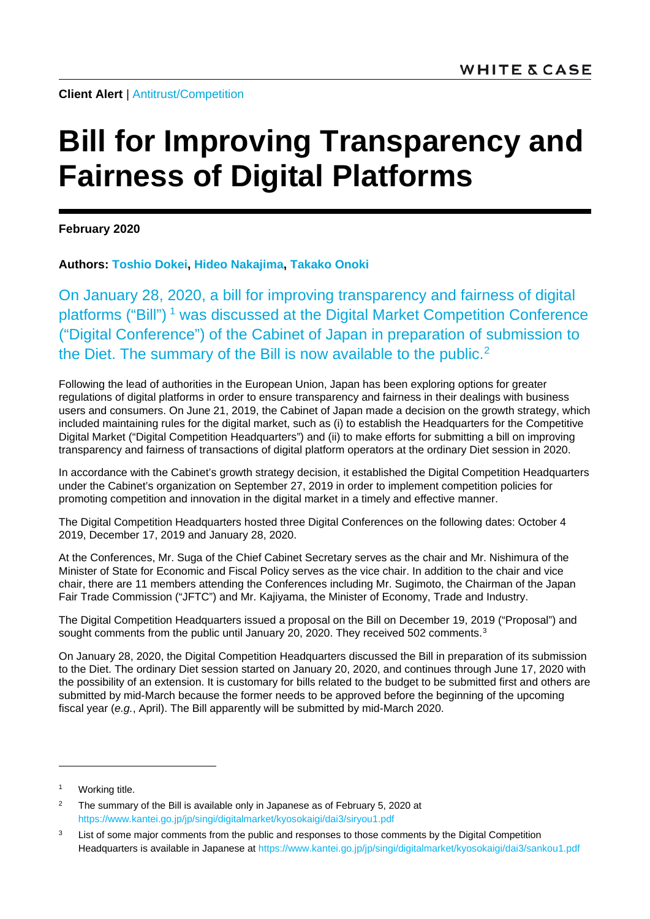**Client Alert** | Antitrust/Competition

# Bill for Improving Transparency and Fairness of Digital Platforms

**February 2020**

**Authors: Toshio Dokei, Hideo Nakajima, Takako Onoki**

On January 28, 2020, a bill for improving transparency and fairness of digital platforms ("Bill") [1] was discussed at the Digital Market Competition Conference ("Digital Conference") of the Cabinet of Japan in preparation of submission to the Diet. The summary of the Bill is now available to the public.[2]

Following the lead of authorities in the European Union, Japan has been exploring options for greater regulations of digital platforms in order to ensure transparency and fairness in their dealings with business users and consumers. On June 21, 2019, the Cabinet of Japan made a decision on the growth strategy, which included maintaining rules for the digital market, such as (i) to establish the Headquarters for the Competitive Digital Market ("Digital Competition Headquarters") and (ii) to make efforts for submitting a bill on improving transparency and fairness of transactions of digital platform operators at the ordinary Diet session in 2020.

In accordance with the Cabinet's growth strategy decision, it established the Digital Competition Headquarters under the Cabinet's organization on September 27, 2019 in order to implement competition policies for promoting competition and innovation in the digital market in a timely and effective manner.

The Digital Competition Headquarters hosted three Digital Conferences on the following dates: October 4 2019, December 17, 2019 and January 28, 2020.

At the Conferences, Mr. Suga of the Chief Cabinet Secretary serves as the chair and Mr. Nishimura of the Minister of State for Economic and Fiscal Policy serves as the vice chair. In addition to the chair and vice chair, there are 11 members attending the Conferences including Mr. Sugimoto, the Chairman of the Japan Fair Trade Commission ("JFTC") and Mr. Kajiyama, the Minister of Economy, Trade and Industry.

The Digital Competition Headquarters issued a proposal on the Bill on December 19, 2019 ("Proposal") and sought comments from the public until January 20, 2020. They received 502 comments.[3]

On January 28, 2020, the Digital Competition Headquarters discussed the Bill in preparation of its submission to the Diet. The ordinary Diet session started on January 20, 2020, and continues through June 17, 2020 with the possibility of an extension. It is customary for bills related to the budget to be submitted first and others are submitted by mid-March because the former needs to be approved before the beginning of the upcoming fiscal year (*e.g.*, April). The Bill apparently will be submitted by mid-March 2020.

---

[1] Working title.

[2] The summary of the Bill is available only in Japanese as of February 5, 2020 at https://www.kantei.go.jp/jp/singi/digitalmarket/kyosokaigi/dai3/siryou1.pdf

[3] List of some major comments from the public and responses to those comments by the Digital Competition Headquarters is available in Japanese at https://www.kantei.go.jp/jp/singi/digitalmarket/kyosokaigi/dai3/sankou1.pdf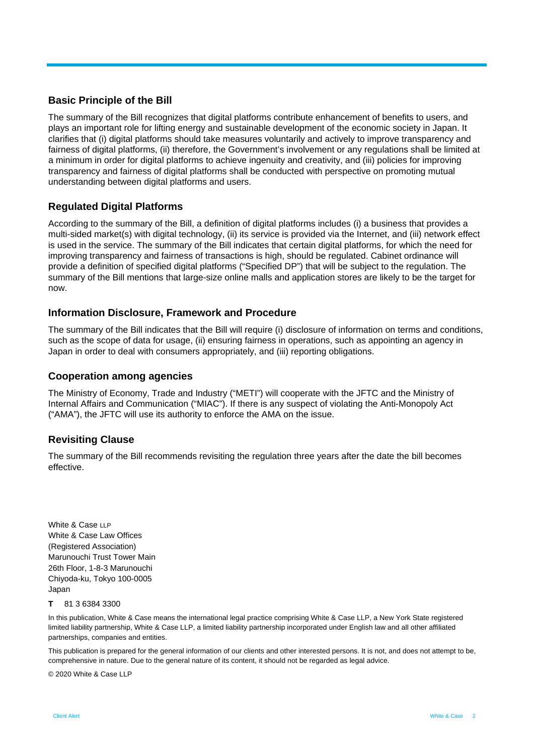## Basic Principle of the Bill

The summary of the Bill recognizes that digital platforms contribute enhancement of benefits to users, and plays an important role for lifting energy and sustainable development of the economic society in Japan. It clarifies that (i) digital platforms should take measures voluntarily and actively to improve transparency and fairness of digital platforms, (ii) therefore, the Government's involvement or any regulations shall be limited at a minimum in order for digital platforms to achieve ingenuity and creativity, and (iii) policies for improving transparency and fairness of digital platforms shall be conducted with perspective on promoting mutual understanding between digital platforms and users.

## Regulated Digital Platforms

According to the summary of the Bill, a definition of digital platforms includes (i) a business that provides a multi-sided market(s) with digital technology, (ii) its service is provided via the Internet, and (iii) network effect is used in the service. The summary of the Bill indicates that certain digital platforms, for which the need for improving transparency and fairness of transactions is high, should be regulated. Cabinet ordinance will provide a definition of specified digital platforms ("Specified DP") that will be subject to the regulation. The summary of the Bill mentions that large-size online malls and application stores are likely to be the target for now.

## Information Disclosure, Framework and Procedure

The summary of the Bill indicates that the Bill will require (i) disclosure of information on terms and conditions, such as the scope of data for usage, (ii) ensuring fairness in operations, such as appointing an agency in Japan in order to deal with consumers appropriately, and (iii) reporting obligations.

## Cooperation among agencies

The Ministry of Economy, Trade and Industry ("METI") will cooperate with the JFTC and the Ministry of Internal Affairs and Communication ("MIAC"). If there is any suspect of violating the Anti-Monopoly Act ("AMA"), the JFTC will use its authority to enforce the AMA on the issue.

## Revisiting Clause

The summary of the Bill recommends revisiting the regulation three years after the date the bill becomes effective.

White & Case LLP
White & Case Law Offices
(Registered Association)
Marunouchi Trust Tower Main
26th Floor, 1-8-3 Marunouchi
Chiyoda-ku, Tokyo 100-0005
Japan

**T** 81 3 6384 3300

In this publication, White & Case means the international legal practice comprising White & Case LLP, a New York State registered limited liability partnership, White & Case LLP, a limited liability partnership incorporated under English law and all other affiliated partnerships, companies and entities.

This publication is prepared for the general information of our clients and other interested persons. It is not, and does not attempt to be, comprehensive in nature. Due to the general nature of its content, it should not be regarded as legal advice.

© 2020 White & Case LLP